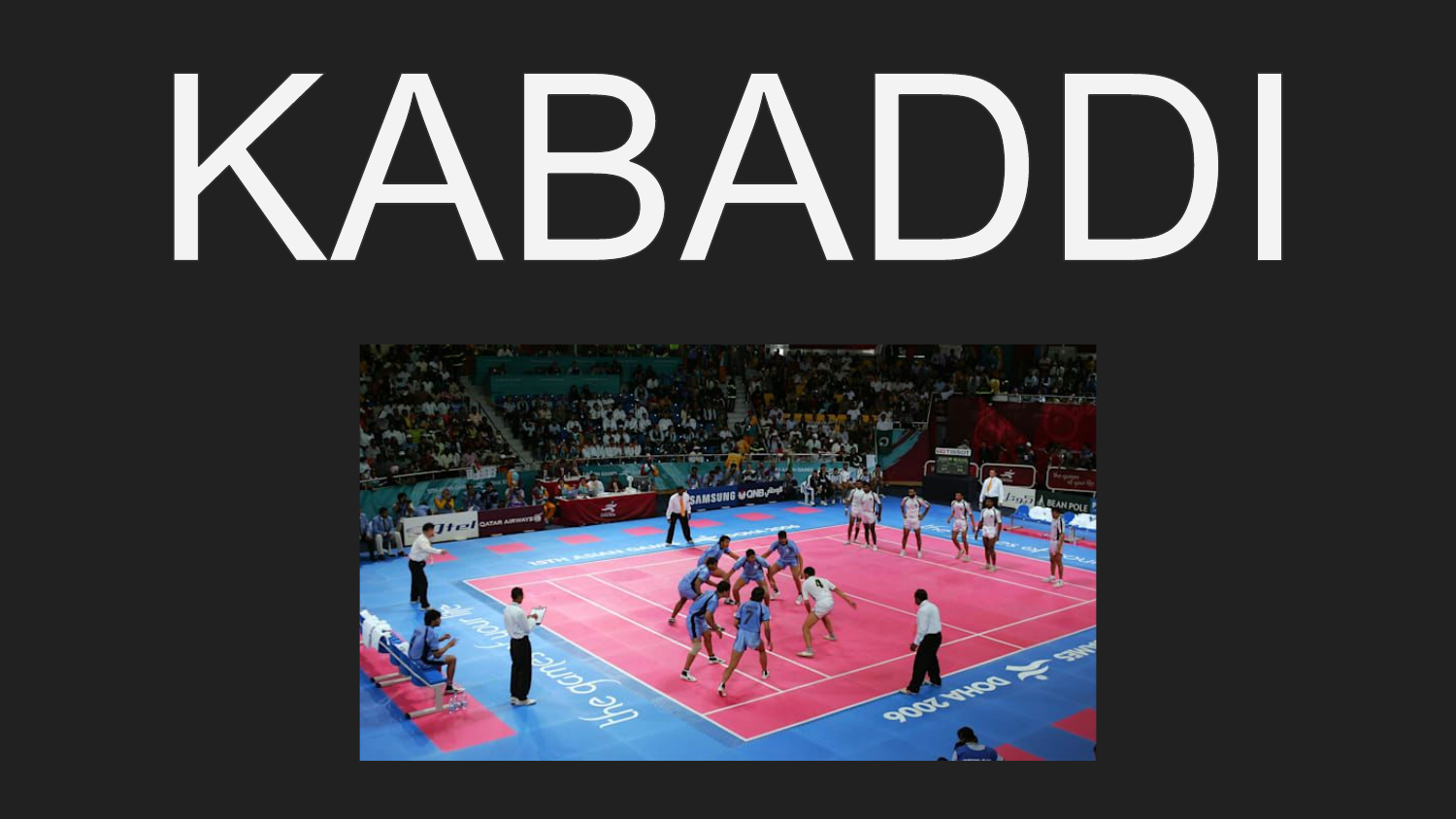# KABADDI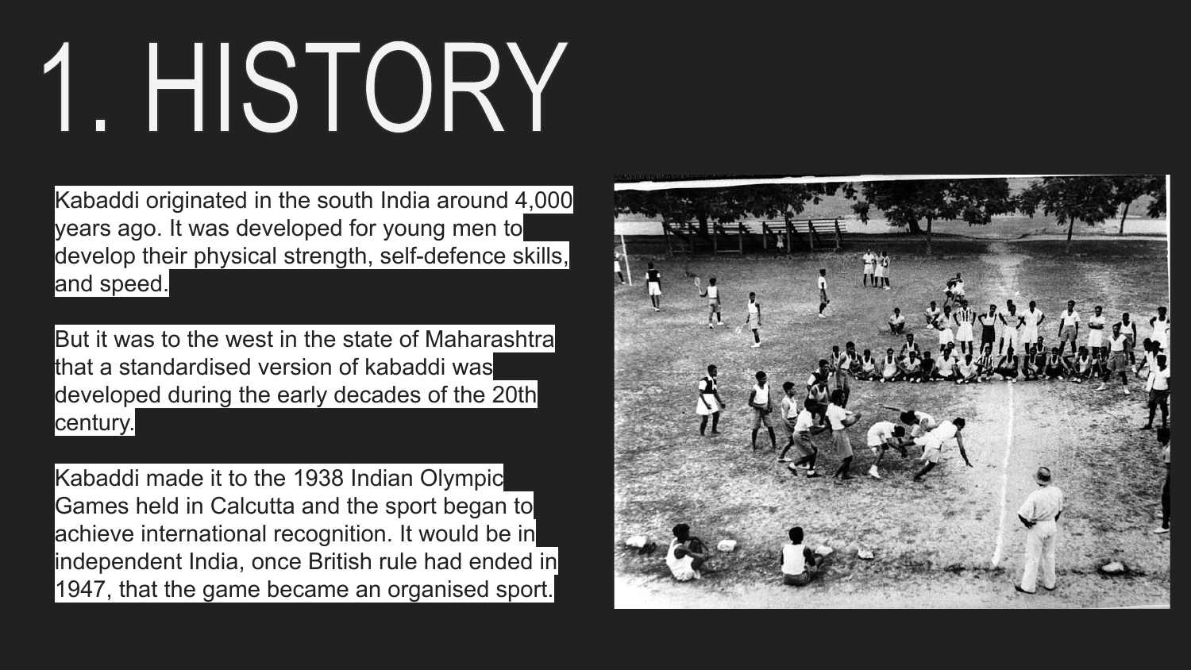# 1. HISTORY

Kabaddi originated in the south India around 4,000 years ago. It was developed for young men to develop their physical strength, self-defence skills, and speed.

But it was to the west in the state of Maharashtra that a standardised version of kabaddi was developed during the early decades of the 20th century.

Kabaddi made it to the 1938 Indian Olympic Games held in Calcutta and the sport began to achieve international recognition. It would be in independent India, once British rule had ended in 1947, that the game became an organised sport.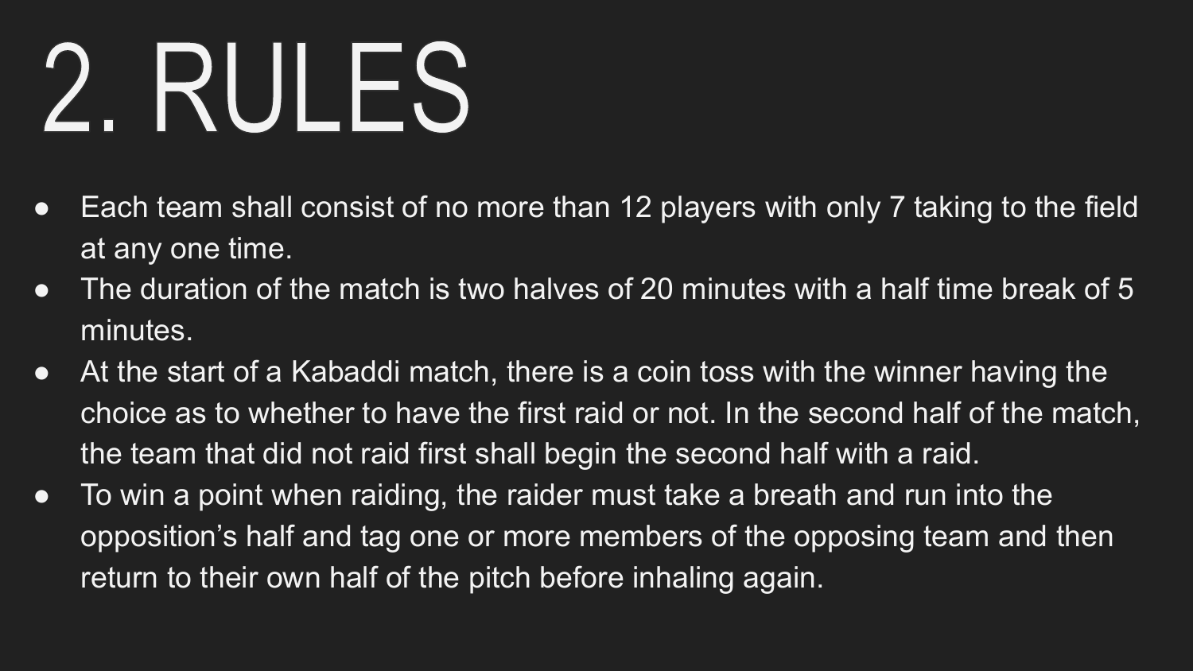# 2. RULES

- Each team shall consist of no more than 12 players with only 7 taking to the field at any one time.
- The duration of the match is two halves of 20 minutes with a half time break of 5 minutes.
- At the start of a Kabaddi match, there is a coin toss with the winner having the choice as to whether to have the first raid or not. In the second half of the match, the team that did not raid first shall begin the second half with a raid.
- To win a point when raiding, the raider must take a breath and run into the opposition's half and tag one or more members of the opposing team and then return to their own half of the pitch before inhaling again.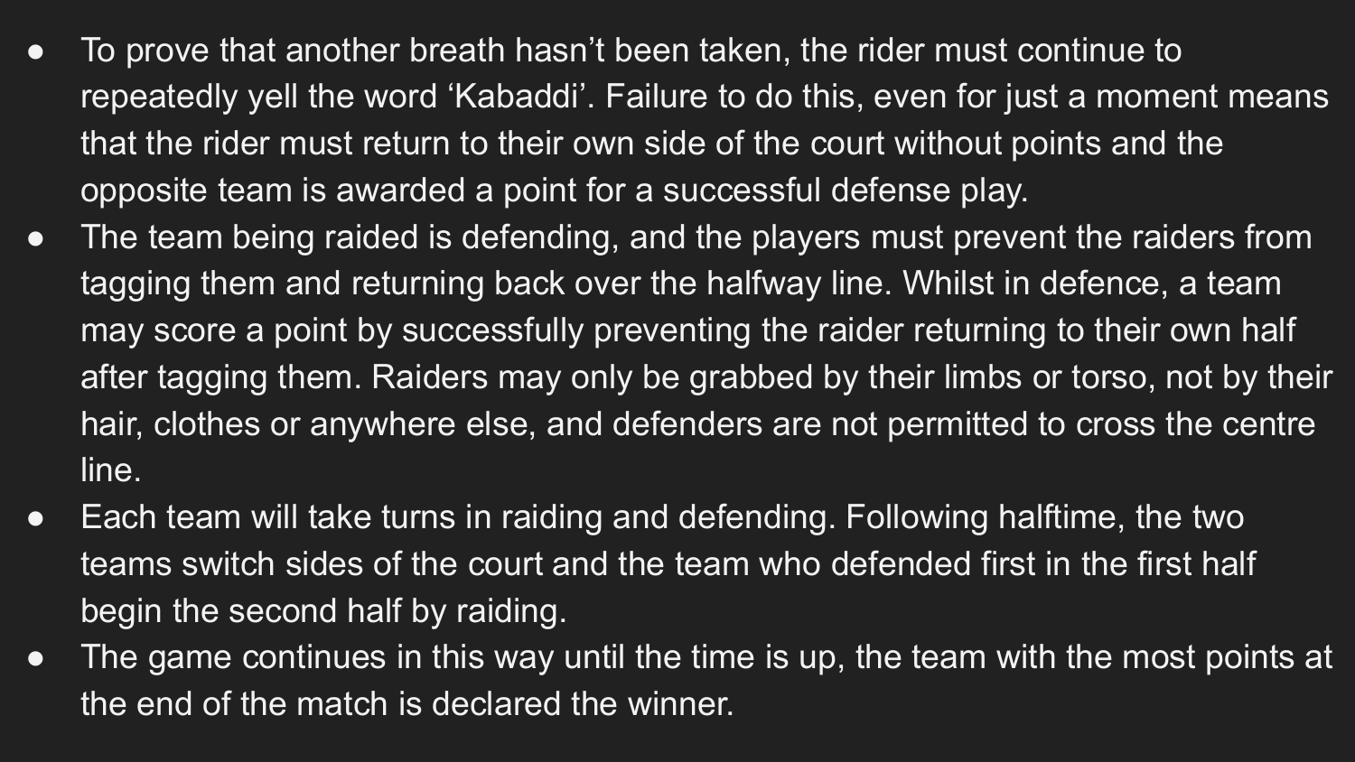- To prove that another breath hasn't been taken, the rider must continue to repeatedly yell the word 'Kabaddi'. Failure to do this, even for just a moment means that the rider must return to their own side of the court without points and the opposite team is awarded a point for a successful defense play.
- The team being raided is defending, and the players must prevent the raiders from tagging them and returning back over the halfway line. Whilst in defence, a team may score a point by successfully preventing the raider returning to their own half after tagging them. Raiders may only be grabbed by their limbs or torso, not by their hair, clothes or anywhere else, and defenders are not permitted to cross the centre line.
- Each team will take turns in raiding and defending. Following halftime, the two teams switch sides of the court and the team who defended first in the first half begin the second half by raiding.
- The game continues in this way until the time is up, the team with the most points at the end of the match is declared the winner.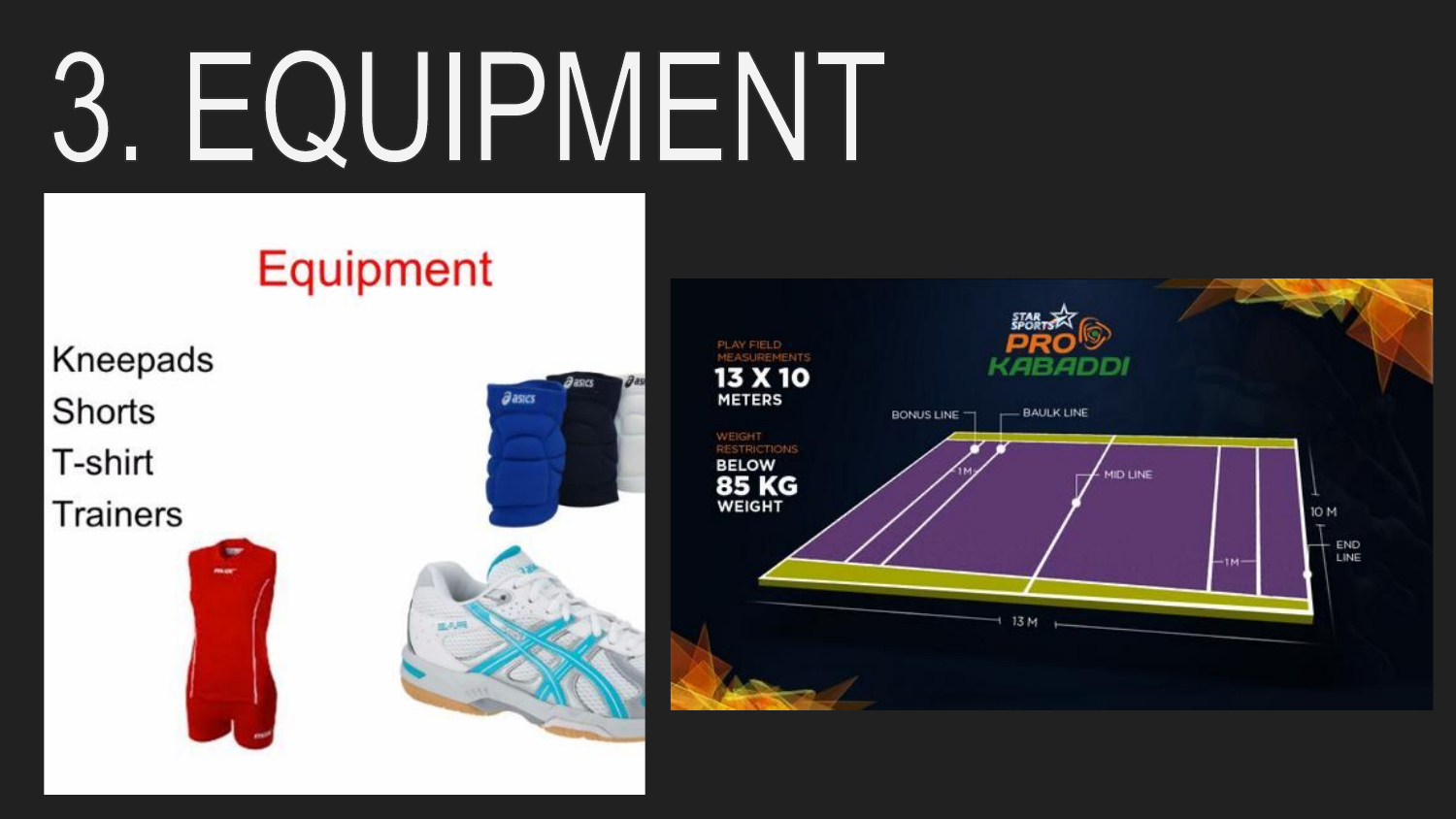# 3. EQUIPMENT

## Equipment

- Kneepads
- Shorts
- T-shirt
- Trainers

STAR SPORTS PRO KABADDI

PLAY FIELD MEASUREMENTS **13 X 10** METERS

WEIGHT RESTRICTIONS BELOW **85 KG** WEIGHT

BONUS LINE, BAULK LINE, MID LINE, END LINE, 1M, 1M, 10 M, 13 M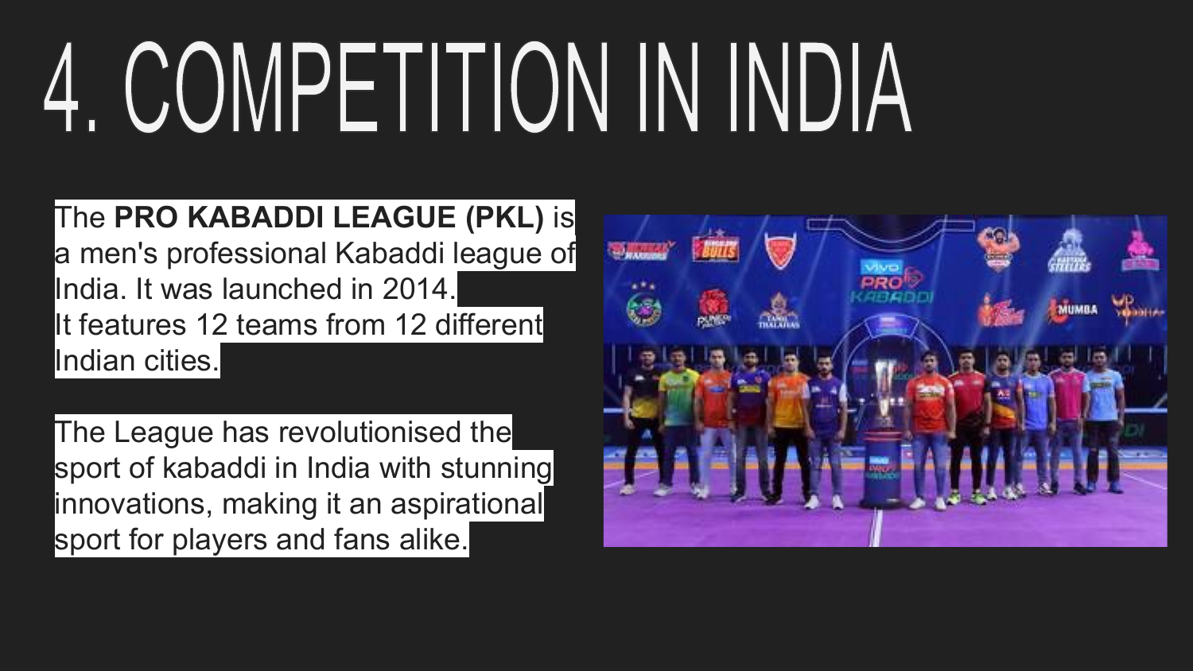# 4. COMPETITION IN INDIA

The **PRO KABADDI LEAGUE (PKL)** is a men's professional Kabaddi league of India. It was launched in 2014.
It features 12 teams from 12 different Indian cities.

The League has revolutionised the sport of kabaddi in India with stunning innovations, making it an aspirational sport for players and fans alike.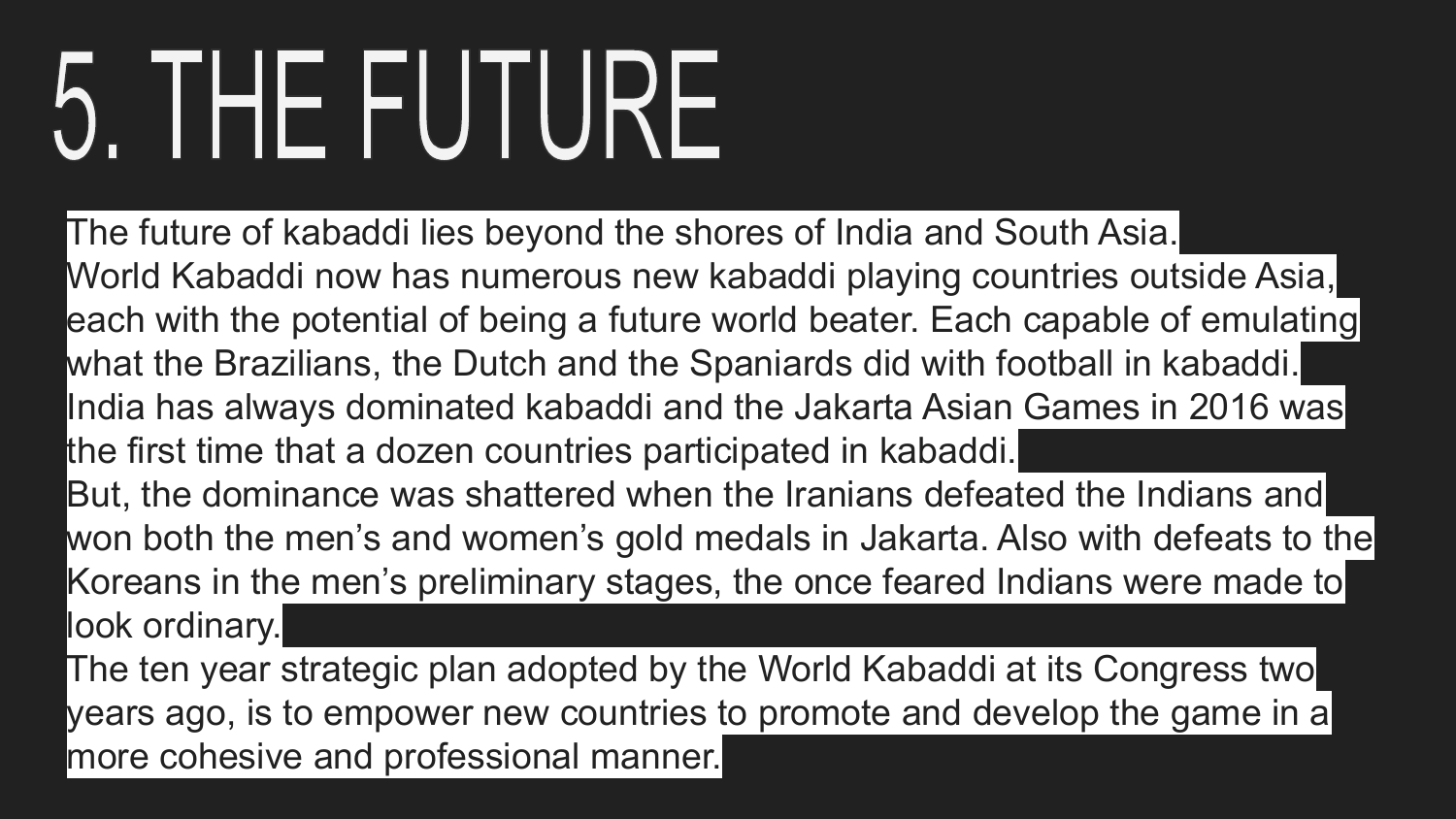# 5. THE FUTURE

The future of kabaddi lies beyond the shores of India and South Asia.
World Kabaddi now has numerous new kabaddi playing countries outside Asia, each with the potential of being a future world beater. Each capable of emulating what the Brazilians, the Dutch and the Spaniards did with football in kabaddi.
India has always dominated kabaddi and the Jakarta Asian Games in 2016 was the first time that a dozen countries participated in kabaddi.
But, the dominance was shattered when the Iranians defeated the Indians and won both the men's and women's gold medals in Jakarta. Also with defeats to the Koreans in the men's preliminary stages, the once feared Indians were made to look ordinary.
The ten year strategic plan adopted by the World Kabaddi at its Congress two years ago, is to empower new countries to promote and develop the game in a more cohesive and professional manner.